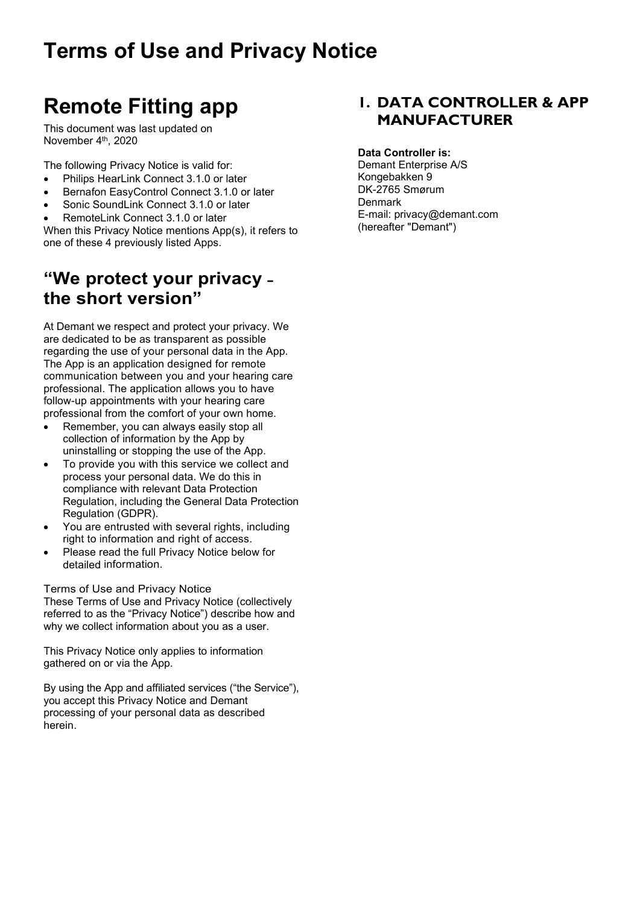# Terms of Use and Privacy Notice

# Remote Fitting app

This document was last updated on November 4th, 2020

The following Privacy Notice is valid for:

- Philips HearLink Connect 3.1.0 or later
- Bernafon EasyControl Connect 3.1.0 or later
- Sonic SoundLink Connect 3.1.0 or later
- RemoteLink Connect 3.1.0 or later

When this Privacy Notice mentions App(s), it refers to one of these 4 previously listed Apps.

## "We protect your privacy – the short version"

At Demant we respect and protect your privacy. We are dedicated to be as transparent as possible regarding the use of your personal data in the App. The App is an application designed for remote communication between you and your hearing care professional. The application allows you to have follow-up appointments with your hearing care professional from the comfort of your own home.

- Remember, you can always easily stop all collection of information by the App by uninstalling or stopping the use of the App.
- To provide you with this service we collect and process your personal data. We do this in compliance with relevant Data Protection Regulation, including the General Data Protection Regulation (GDPR).
- You are entrusted with several rights, including right to information and right of access.
- Please read the full Privacy Notice below for detailed information.

Terms of Use and Privacy Notice
These Terms of Use and Privacy Notice (collectively referred to as the "Privacy Notice") describe how and why we collect information about you as a user.

This Privacy Notice only applies to information gathered on or via the App.

By using the App and affiliated services ("the Service"), you accept this Privacy Notice and Demant processing of your personal data as described herein.

## 1. DATA CONTROLLER & APP MANUFACTURER

**Data Controller is:**
Demant Enterprise A/S
Kongebakken 9
DK-2765 Smørum
Denmark
E-mail: privacy@demant.com
(hereafter "Demant")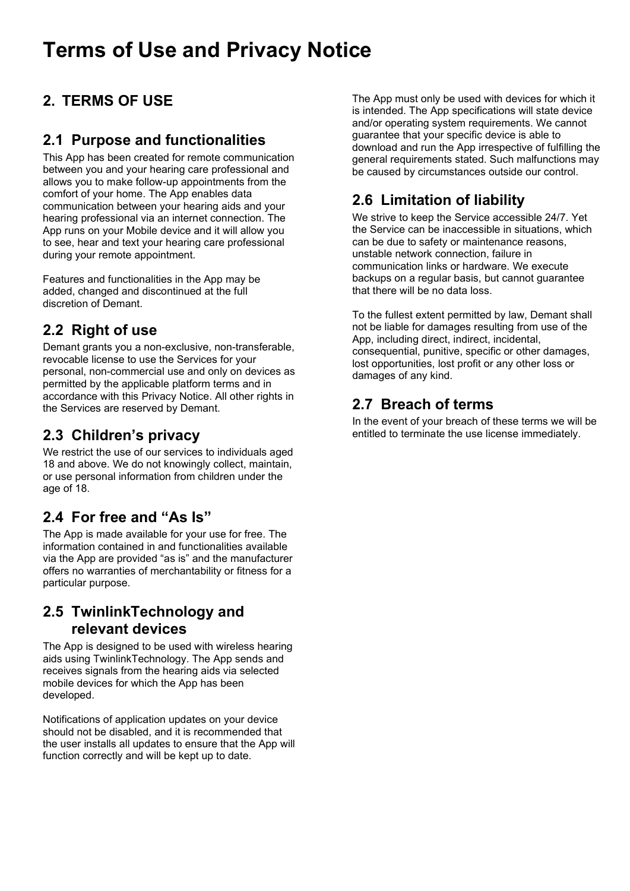# Terms of Use and Privacy Notice

## 2. TERMS OF USE

### 2.1 Purpose and functionalities

This App has been created for remote communication between you and your hearing care professional and allows you to make follow-up appointments from the comfort of your home. The App enables data communication between your hearing aids and your hearing professional via an internet connection. The App runs on your Mobile device and it will allow you to see, hear and text your hearing care professional during your remote appointment.

Features and functionalities in the App may be added, changed and discontinued at the full discretion of Demant.

### 2.2 Right of use

Demant grants you a non-exclusive, non-transferable, revocable license to use the Services for your personal, non-commercial use and only on devices as permitted by the applicable platform terms and in accordance with this Privacy Notice. All other rights in the Services are reserved by Demant.

### 2.3 Children's privacy

We restrict the use of our services to individuals aged 18 and above. We do not knowingly collect, maintain, or use personal information from children under the age of 18.

### 2.4 For free and "As Is"

The App is made available for your use for free. The information contained in and functionalities available via the App are provided "as is" and the manufacturer offers no warranties of merchantability or fitness for a particular purpose.

### 2.5 TwinlinkTechnology and relevant devices

The App is designed to be used with wireless hearing aids using TwinlinkTechnology. The App sends and receives signals from the hearing aids via selected mobile devices for which the App has been developed.

Notifications of application updates on your device should not be disabled, and it is recommended that the user installs all updates to ensure that the App will function correctly and will be kept up to date.

The App must only be used with devices for which it is intended. The App specifications will state device and/or operating system requirements. We cannot guarantee that your specific device is able to download and run the App irrespective of fulfilling the general requirements stated. Such malfunctions may be caused by circumstances outside our control.

### 2.6 Limitation of liability

We strive to keep the Service accessible 24/7. Yet the Service can be inaccessible in situations, which can be due to safety or maintenance reasons, unstable network connection, failure in communication links or hardware. We execute backups on a regular basis, but cannot guarantee that there will be no data loss.

To the fullest extent permitted by law, Demant shall not be liable for damages resulting from use of the App, including direct, indirect, incidental, consequential, punitive, specific or other damages, lost opportunities, lost profit or any other loss or damages of any kind.

### 2.7 Breach of terms

In the event of your breach of these terms we will be entitled to terminate the use license immediately.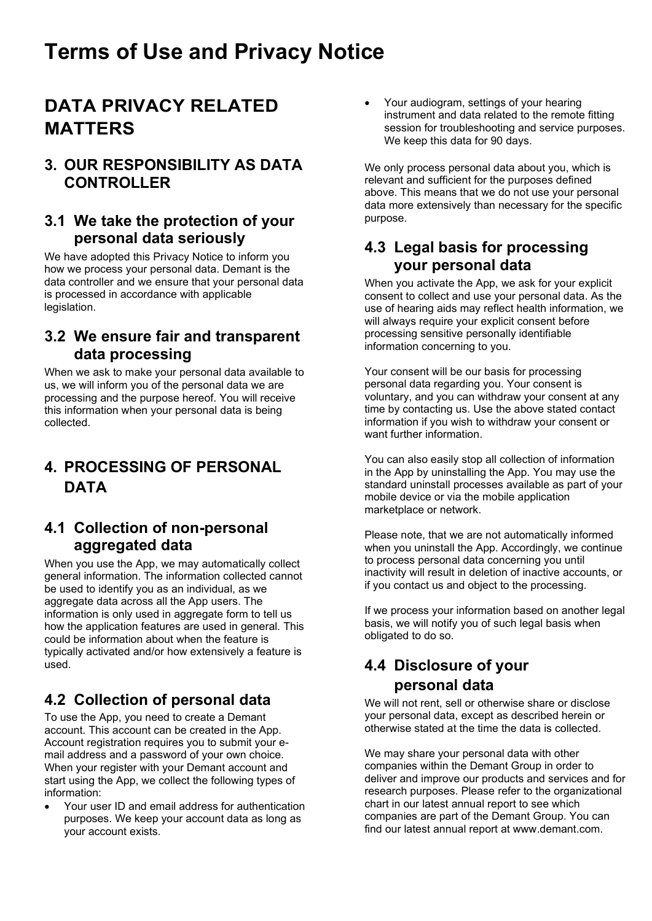# Terms of Use and Privacy Notice

## DATA PRIVACY RELATED MATTERS

### 3. OUR RESPONSIBILITY AS DATA CONTROLLER

### 3.1 We take the protection of your personal data seriously

We have adopted this Privacy Notice to inform you how we process your personal data. Demant is the data controller and we ensure that your personal data is processed in accordance with applicable legislation.

### 3.2 We ensure fair and transparent data processing

When we ask to make your personal data available to us, we will inform you of the personal data we are processing and the purpose hereof. You will receive this information when your personal data is being collected.

### 4. PROCESSING OF PERSONAL DATA

### 4.1 Collection of non-personal aggregated data

When you use the App, we may automatically collect general information. The information collected cannot be used to identify you as an individual, as we aggregate data across all the App users. The information is only used in aggregate form to tell us how the application features are used in general. This could be information about when the feature is typically activated and/or how extensively a feature is used.

### 4.2 Collection of personal data

To use the App, you need to create a Demant account. This account can be created in the App. Account registration requires you to submit your e-mail address and a password of your own choice. When your register with your Demant account and start using the App, we collect the following types of information:

- Your user ID and email address for authentication purposes. We keep your account data as long as your account exists.
- Your audiogram, settings of your hearing instrument and data related to the remote fitting session for troubleshooting and service purposes. We keep this data for 90 days.

We only process personal data about you, which is relevant and sufficient for the purposes defined above. This means that we do not use your personal data more extensively than necessary for the specific purpose.

### 4.3 Legal basis for processing your personal data

When you activate the App, we ask for your explicit consent to collect and use your personal data. As the use of hearing aids may reflect health information, we will always require your explicit consent before processing sensitive personally identifiable information concerning to you.

Your consent will be our basis for processing personal data regarding you. Your consent is voluntary, and you can withdraw your consent at any time by contacting us. Use the above stated contact information if you wish to withdraw your consent or want further information.

You can also easily stop all collection of information in the App by uninstalling the App. You may use the standard uninstall processes available as part of your mobile device or via the mobile application marketplace or network.

Please note, that we are not automatically informed when you uninstall the App. Accordingly, we continue to process personal data concerning you until inactivity will result in deletion of inactive accounts, or if you contact us and object to the processing.

If we process your information based on another legal basis, we will notify you of such legal basis when obligated to do so.

### 4.4 Disclosure of your personal data

We will not rent, sell or otherwise share or disclose your personal data, except as described herein or otherwise stated at the time the data is collected.

We may share your personal data with other companies within the Demant Group in order to deliver and improve our products and services and for research purposes. Please refer to the organizational chart in our latest annual report to see which companies are part of the Demant Group. You can find our latest annual report at www.demant.com.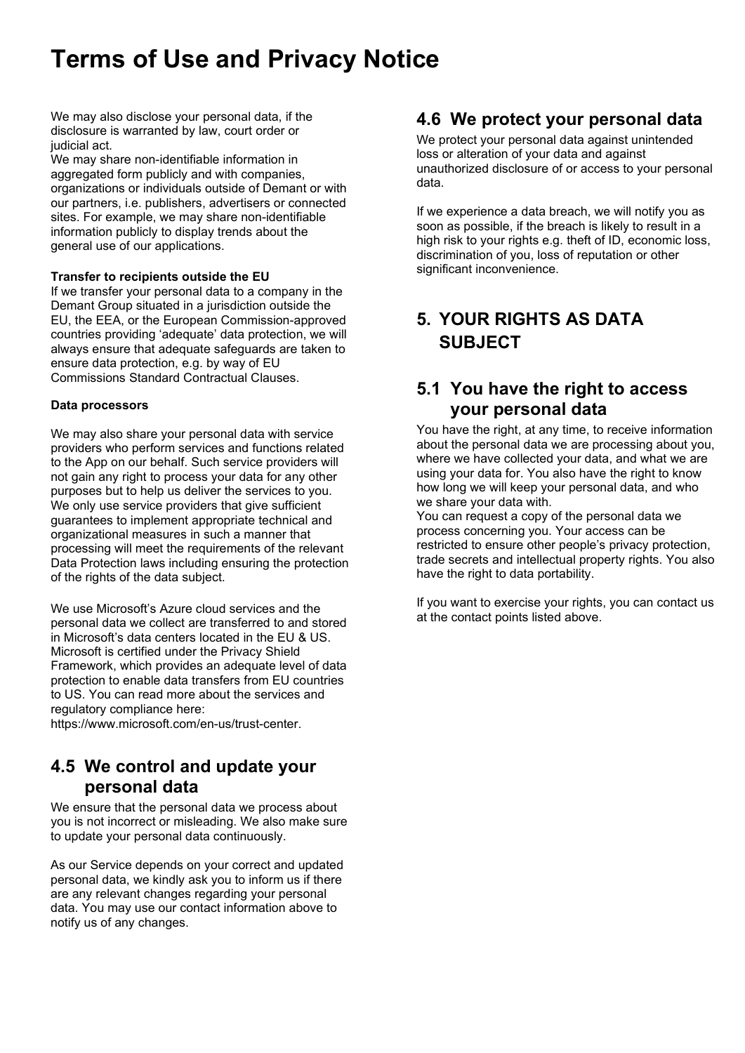We may also disclose your personal data, if the disclosure is warranted by law, court order or judicial act.

We may share non-identifiable information in aggregated form publicly and with companies, organizations or individuals outside of Demant or with our partners, i.e. publishers, advertisers or connected sites. For example, we may share non-identifiable information publicly to display trends about the general use of our applications.

**Transfer to recipients outside the EU**

If we transfer your personal data to a company in the Demant Group situated in a jurisdiction outside the EU, the EEA, or the European Commission-approved countries providing 'adequate' data protection, we will always ensure that adequate safeguards are taken to ensure data protection, e.g. by way of EU Commissions Standard Contractual Clauses.

**Data processors**

We may also share your personal data with service providers who perform services and functions related to the App on our behalf. Such service providers will not gain any right to process your data for any other purposes but to help us deliver the services to you. We only use service providers that give sufficient guarantees to implement appropriate technical and organizational measures in such a manner that processing will meet the requirements of the relevant Data Protection laws including ensuring the protection of the rights of the data subject.

We use Microsoft's Azure cloud services and the personal data we collect are transferred to and stored in Microsoft's data centers located in the EU & US. Microsoft is certified under the Privacy Shield Framework, which provides an adequate level of data protection to enable data transfers from EU countries to US. You can read more about the services and regulatory compliance here: https://www.microsoft.com/en-us/trust-center.

## 4.5 We control and update your personal data

We ensure that the personal data we process about you is not incorrect or misleading. We also make sure to update your personal data continuously.

As our Service depends on your correct and updated personal data, we kindly ask you to inform us if there are any relevant changes regarding your personal data. You may use our contact information above to notify us of any changes.

## 4.6 We protect your personal data

We protect your personal data against unintended loss or alteration of your data and against unauthorized disclosure of or access to your personal data.

If we experience a data breach, we will notify you as soon as possible, if the breach is likely to result in a high risk to your rights e.g. theft of ID, economic loss, discrimination of you, loss of reputation or other significant inconvenience.

# 5. YOUR RIGHTS AS DATA SUBJECT

## 5.1 You have the right to access your personal data

You have the right, at any time, to receive information about the personal data we are processing about you, where we have collected your data, and what we are using your data for. You also have the right to know how long we will keep your personal data, and who we share your data with.

You can request a copy of the personal data we process concerning you. Your access can be restricted to ensure other people's privacy protection, trade secrets and intellectual property rights. You also have the right to data portability.

If you want to exercise your rights, you can contact us at the contact points listed above.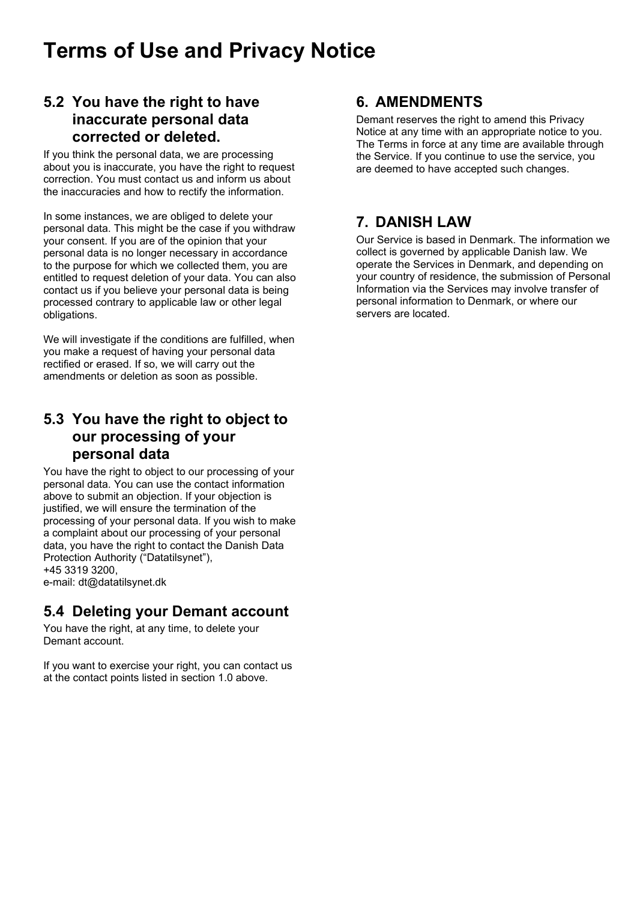# Terms of Use and Privacy Notice

## 5.2 You have the right to have inaccurate personal data corrected or deleted.

If you think the personal data, we are processing about you is inaccurate, you have the right to request correction. You must contact us and inform us about the inaccuracies and how to rectify the information.

In some instances, we are obliged to delete your personal data. This might be the case if you withdraw your consent. If you are of the opinion that your personal data is no longer necessary in accordance to the purpose for which we collected them, you are entitled to request deletion of your data. You can also contact us if you believe your personal data is being processed contrary to applicable law or other legal obligations.

We will investigate if the conditions are fulfilled, when you make a request of having your personal data rectified or erased. If so, we will carry out the amendments or deletion as soon as possible.

## 5.3 You have the right to object to our processing of your personal data

You have the right to object to our processing of your personal data. You can use the contact information above to submit an objection. If your objection is justified, we will ensure the termination of the processing of your personal data. If you wish to make a complaint about our processing of your personal data, you have the right to contact the Danish Data Protection Authority ("Datatilsynet"),
+45 3319 3200,
e-mail: dt@datatilsynet.dk

## 5.4 Deleting your Demant account

You have the right, at any time, to delete your Demant account.

If you want to exercise your right, you can contact us at the contact points listed in section 1.0 above.

## 6. AMENDMENTS

Demant reserves the right to amend this Privacy Notice at any time with an appropriate notice to you. The Terms in force at any time are available through the Service. If you continue to use the service, you are deemed to have accepted such changes.

## 7. DANISH LAW

Our Service is based in Denmark. The information we collect is governed by applicable Danish law. We operate the Services in Denmark, and depending on your country of residence, the submission of Personal Information via the Services may involve transfer of personal information to Denmark, or where our servers are located.